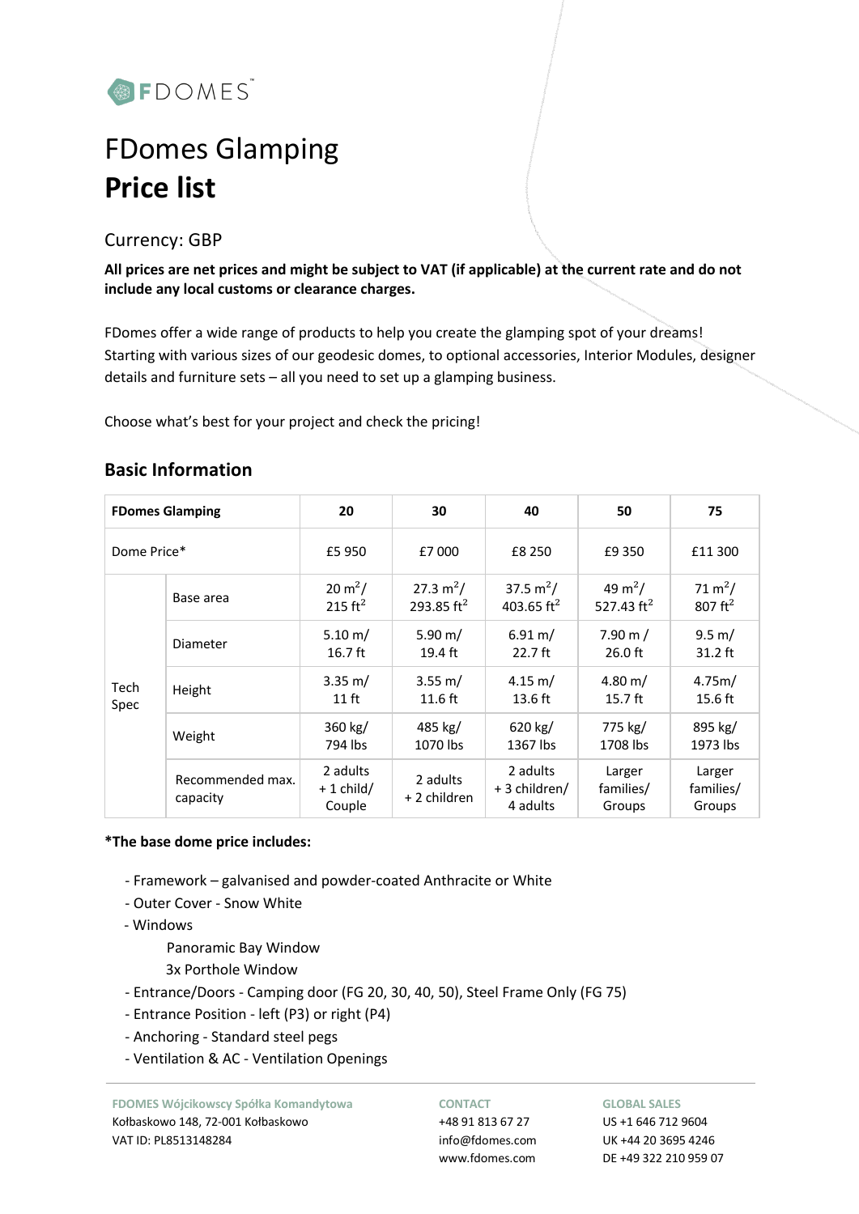FDOMES™

# FDomes Glamping
# **Price list**

## Currency: GBP

**All prices are net prices and might be subject to VAT (if applicable) at the current rate and do not include any local customs or clearance charges.**

FDomes offer a wide range of products to help you create the glamping spot of your dreams! Starting with various sizes of our geodesic domes, to optional accessories, Interior Modules, designer details and furniture sets – all you need to set up a glamping business.

Choose what's best for your project and check the pricing!

## Basic Information

| **FDomes Glamping** | | **20** | **30** | **40** | **50** | **75** |
|---|---|---|---|---|---|---|
| Dome Price* | | £5 950 | £7 000 | £8 250 | £9 350 | £11 300 |
| Tech Spec | Base area | 20 $m^2$/ 215 $ft^2$ | 27.3 $m^2$/ 293.85 $ft^2$ | 37.5 $m^2$/ 403.65 $ft^2$ | 49 $m^2$/ 527.43 $ft^2$ | 71 $m^2$/ 807 $ft^2$ |
| | Diameter | 5.10 m/ 16.7 ft | 5.90 m/ 19.4 ft | 6.91 m/ 22.7 ft | 7.90 m / 26.0 ft | 9.5 m/ 31.2 ft |
| | Height | 3.35 m/ 11 ft | 3.55 m/ 11.6 ft | 4.15 m/ 13.6 ft | 4.80 m/ 15.7 ft | 4.75m/ 15.6 ft |
| | Weight | 360 kg/ 794 lbs | 485 kg/ 1070 lbs | 620 kg/ 1367 lbs | 775 kg/ 1708 lbs | 895 kg/ 1973 lbs |
| | Recommended max. capacity | 2 adults + 1 child/ Couple | 2 adults + 2 children | 2 adults + 3 children/ 4 adults | Larger families/ Groups | Larger families/ Groups |

**\*The base dome price includes:**

- Framework – galvanised and powder-coated Anthracite or White
- Outer Cover - Snow White
- Windows
  - Panoramic Bay Window
  - 3x Porthole Window
- Entrance/Doors - Camping door (FG 20, 30, 40, 50), Steel Frame Only (FG 75)
- Entrance Position - left (P3) or right (P4)
- Anchoring - Standard steel pegs
- Ventilation & AC - Ventilation Openings

**FDOMES Wójcikowscy Spółka Komandytowa**
Kołbaskowo 148, 72-001 Kołbaskowo
VAT ID: PL8513148284

**CONTACT**
+48 91 813 67 27
info@fdomes.com
www.fdomes.com

**GLOBAL SALES**
US +1 646 712 9604
UK +44 20 3695 4246
DE +49 322 210 959 07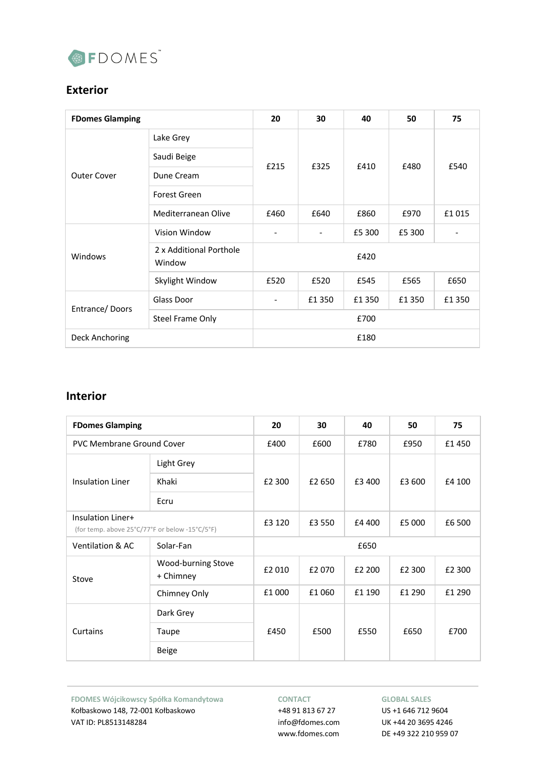FDOMES™

## Exterior

| FDomes Glamping | | 20 | 30 | 40 | 50 | 75 |
|---|---|---|---|---|---|---|
| Outer Cover | Lake Grey | £215 | £325 | £410 | £480 | £540 |
| | Saudi Beige | | | | | |
| | Dune Cream | | | | | |
| | Forest Green | | | | | |
| | Mediterranean Olive | £460 | £640 | £860 | £970 | £1 015 |
| Windows | Vision Window | - | - | £5 300 | £5 300 | - |
| | 2 x Additional Porthole Window | £420 | | | | |
| | Skylight Window | £520 | £520 | £545 | £565 | £650 |
| Entrance/ Doors | Glass Door | - | £1 350 | £1 350 | £1 350 | £1 350 |
| | Steel Frame Only | £700 | | | | |
| Deck Anchoring | | £180 | | | | |

## Interior

| FDomes Glamping | | 20 | 30 | 40 | 50 | 75 |
|---|---|---|---|---|---|---|
| PVC Membrane Ground Cover | | £400 | £600 | £780 | £950 | £1 450 |
| Insulation Liner | Light Grey | £2 300 | £2 650 | £3 400 | £3 600 | £4 100 |
| | Khaki | | | | | |
| | Ecru | | | | | |
| Insulation Liner+ (for temp. above 25°C/77°F or below -15°C/5°F) | | £3 120 | £3 550 | £4 400 | £5 000 | £6 500 |
| Ventilation & AC | Solar-Fan | £650 | | | | |
| Stove | Wood-burning Stove + Chimney | £2 010 | £2 070 | £2 200 | £2 300 | £2 300 |
| | Chimney Only | £1 000 | £1 060 | £1 190 | £1 290 | £1 290 |
| Curtains | Dark Grey | £450 | £500 | £550 | £650 | £700 |
| | Taupe | | | | | |
| | Beige | | | | | |

**FDOMES Wójcikowscy Spółka Komandytowa**
Kołbaskowo 148, 72-001 Kołbaskowo
VAT ID: PL8513148284

**CONTACT**
+48 91 813 67 27
info@fdomes.com
www.fdomes.com

**GLOBAL SALES**
US +1 646 712 9604
UK +44 20 3695 4246
DE +49 322 210 959 07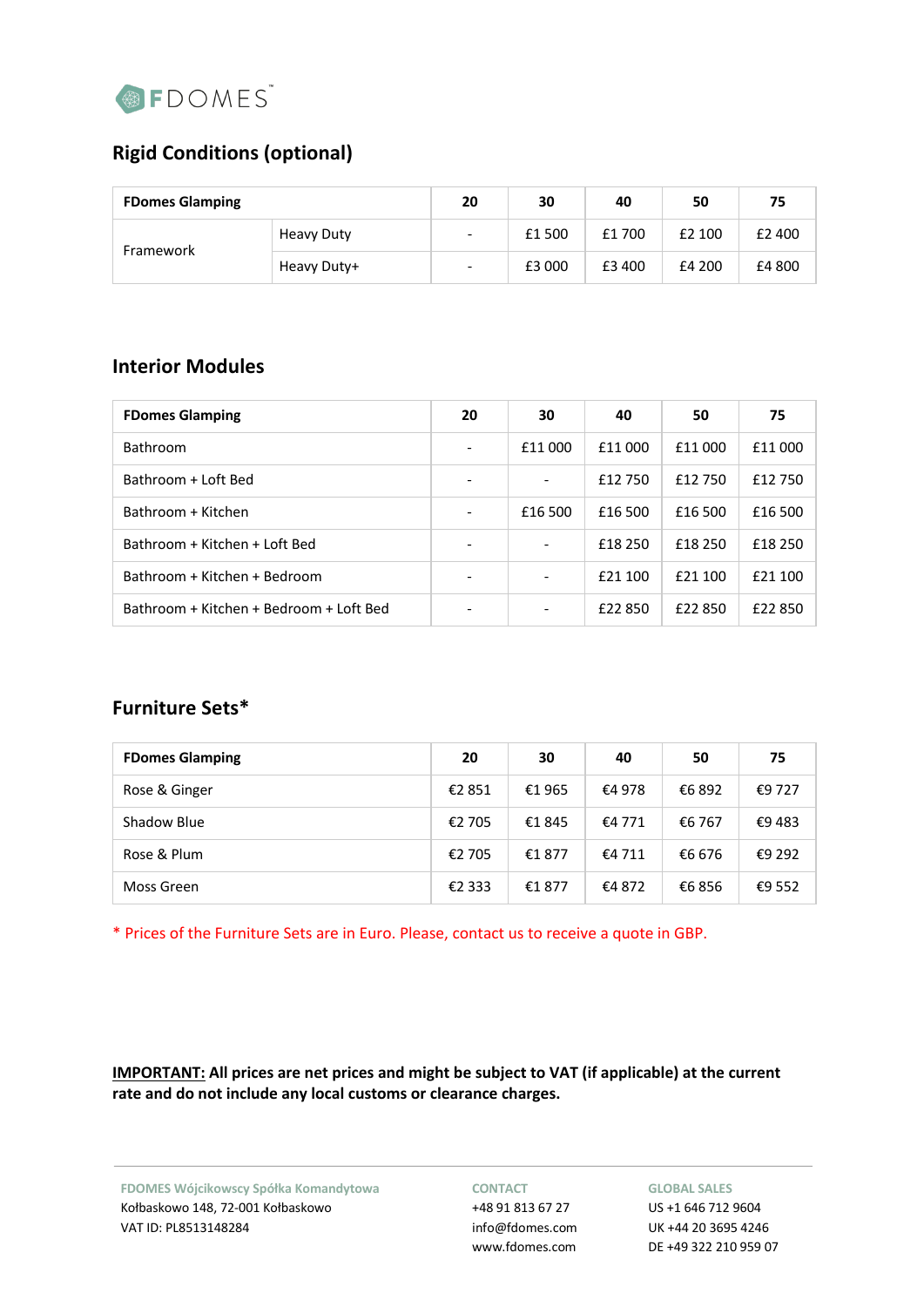## Rigid Conditions (optional)

| FDomes Glamping | | 20 | 30 | 40 | 50 | 75 |
|---|---|---|---|---|---|---|
| Framework | Heavy Duty | - | £1 500 | £1 700 | £2 100 | £2 400 |
| | Heavy Duty+ | - | £3 000 | £3 400 | £4 200 | £4 800 |

## Interior Modules

| FDomes Glamping | 20 | 30 | 40 | 50 | 75 |
|---|---|---|---|---|---|
| Bathroom | - | £11 000 | £11 000 | £11 000 | £11 000 |
| Bathroom + Loft Bed | - | - | £12 750 | £12 750 | £12 750 |
| Bathroom + Kitchen | - | £16 500 | £16 500 | £16 500 | £16 500 |
| Bathroom + Kitchen + Loft Bed | - | - | £18 250 | £18 250 | £18 250 |
| Bathroom + Kitchen + Bedroom | - | - | £21 100 | £21 100 | £21 100 |
| Bathroom + Kitchen + Bedroom + Loft Bed | - | - | £22 850 | £22 850 | £22 850 |

## Furniture Sets*

| FDomes Glamping | 20 | 30 | 40 | 50 | 75 |
|---|---|---|---|---|---|
| Rose & Ginger | €2 851 | €1 965 | €4 978 | €6 892 | €9 727 |
| Shadow Blue | €2 705 | €1 845 | €4 771 | €6 767 | €9 483 |
| Rose & Plum | €2 705 | €1 877 | €4 711 | €6 676 | €9 292 |
| Moss Green | €2 333 | €1 877 | €4 872 | €6 856 | €9 552 |

* Prices of the Furniture Sets are in Euro. Please, contact us to receive a quote in GBP.

**IMPORTANT: All prices are net prices and might be subject to VAT (if applicable) at the current rate and do not include any local customs or clearance charges.**

FDOMES Wójcikowscy Spółka Komandytowa
Kołbaskowo 148, 72-001 Kołbaskowo
VAT ID: PL8513148284

CONTACT
+48 91 813 67 27
info@fdomes.com
www.fdomes.com

GLOBAL SALES
US +1 646 712 9604
UK +44 20 3695 4246
DE +49 322 210 959 07